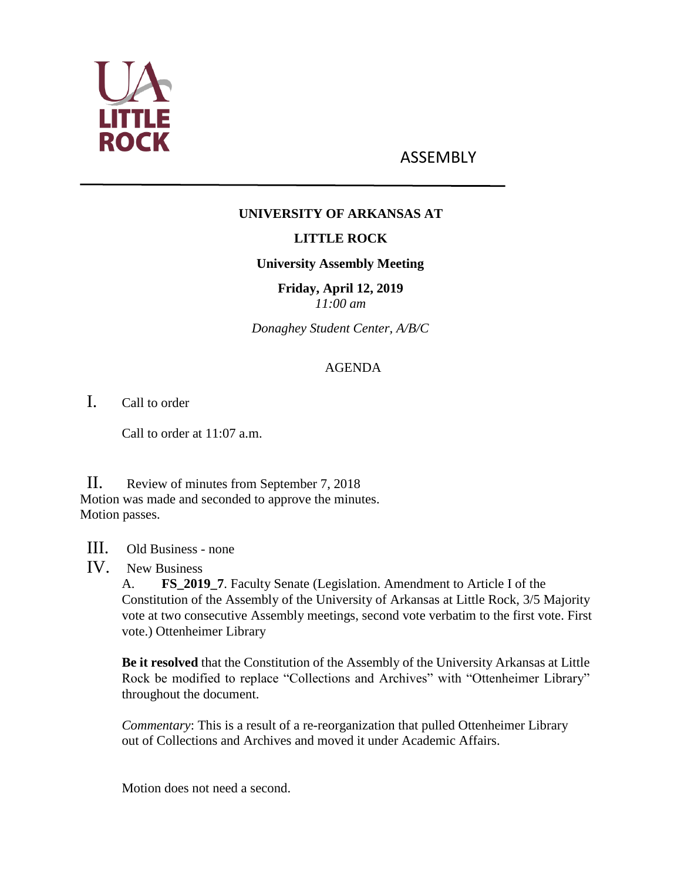ASSEMBLY

# UNIVERSITY OF ARKANSAS AT

# LITTLE ROCK

## University Assembly Meeting

**Friday, April 12, 2019**
*11:00 am*

*Donaghey Student Center, A/B/C*

AGENDA

I. Call to order

Call to order at 11:07 a.m.

II. Review of minutes from September 7, 2018
Motion was made and seconded to approve the minutes.
Motion passes.

III. Old Business - none

IV. New Business

A. **FS_2019_7**. Faculty Senate (Legislation. Amendment to Article I of the Constitution of the Assembly of the University of Arkansas at Little Rock, 3/5 Majority vote at two consecutive Assembly meetings, second vote verbatim to the first vote. First vote.) Ottenheimer Library

**Be it resolved** that the Constitution of the Assembly of the University Arkansas at Little Rock be modified to replace "Collections and Archives" with "Ottenheimer Library" throughout the document.

*Commentary*: This is a result of a re-reorganization that pulled Ottenheimer Library out of Collections and Archives and moved it under Academic Affairs.

Motion does not need a second.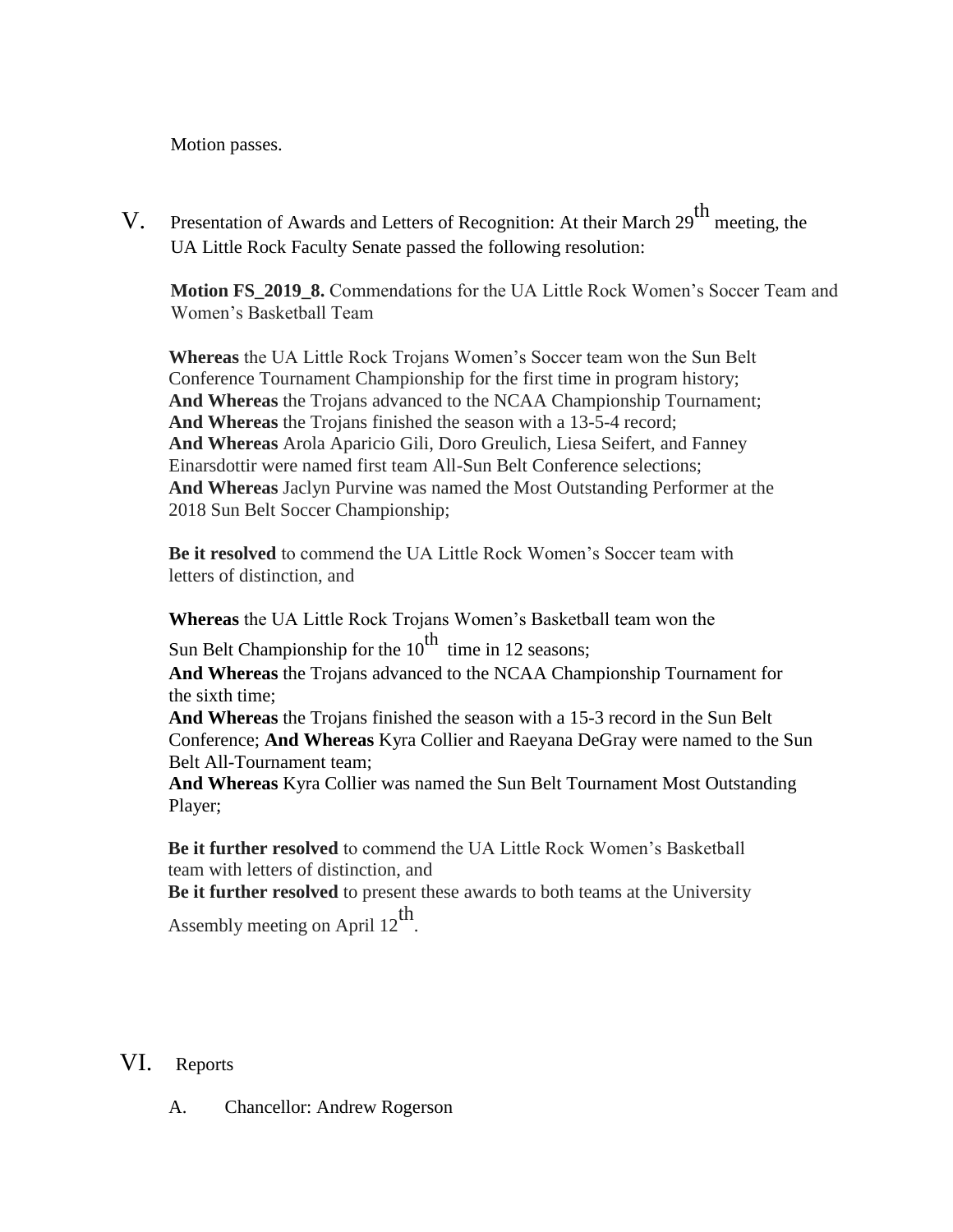Motion passes.

## V. Presentation of Awards and Letters of Recognition: At their March 29th meeting, the UA Little Rock Faculty Senate passed the following resolution:

**Motion FS_2019_8.** Commendations for the UA Little Rock Women's Soccer Team and Women's Basketball Team

**Whereas** the UA Little Rock Trojans Women's Soccer team won the Sun Belt Conference Tournament Championship for the first time in program history;
**And Whereas** the Trojans advanced to the NCAA Championship Tournament;
**And Whereas** the Trojans finished the season with a 13-5-4 record;
**And Whereas** Arola Aparicio Gili, Doro Greulich, Liesa Seifert, and Fanney Einarsdottir were named first team All-Sun Belt Conference selections;
**And Whereas** Jaclyn Purvine was named the Most Outstanding Performer at the 2018 Sun Belt Soccer Championship;

**Be it resolved** to commend the UA Little Rock Women's Soccer team with letters of distinction, and

**Whereas** the UA Little Rock Trojans Women's Basketball team won the Sun Belt Championship for the 10th time in 12 seasons;
**And Whereas** the Trojans advanced to the NCAA Championship Tournament for the sixth time;
**And Whereas** the Trojans finished the season with a 15-3 record in the Sun Belt Conference; **And Whereas** Kyra Collier and Raeyana DeGray were named to the Sun Belt All-Tournament team;
**And Whereas** Kyra Collier was named the Sun Belt Tournament Most Outstanding Player;

**Be it further resolved** to commend the UA Little Rock Women's Basketball team with letters of distinction, and
**Be it further resolved** to present these awards to both teams at the University Assembly meeting on April 12th.

## VI. Reports

A. Chancellor: Andrew Rogerson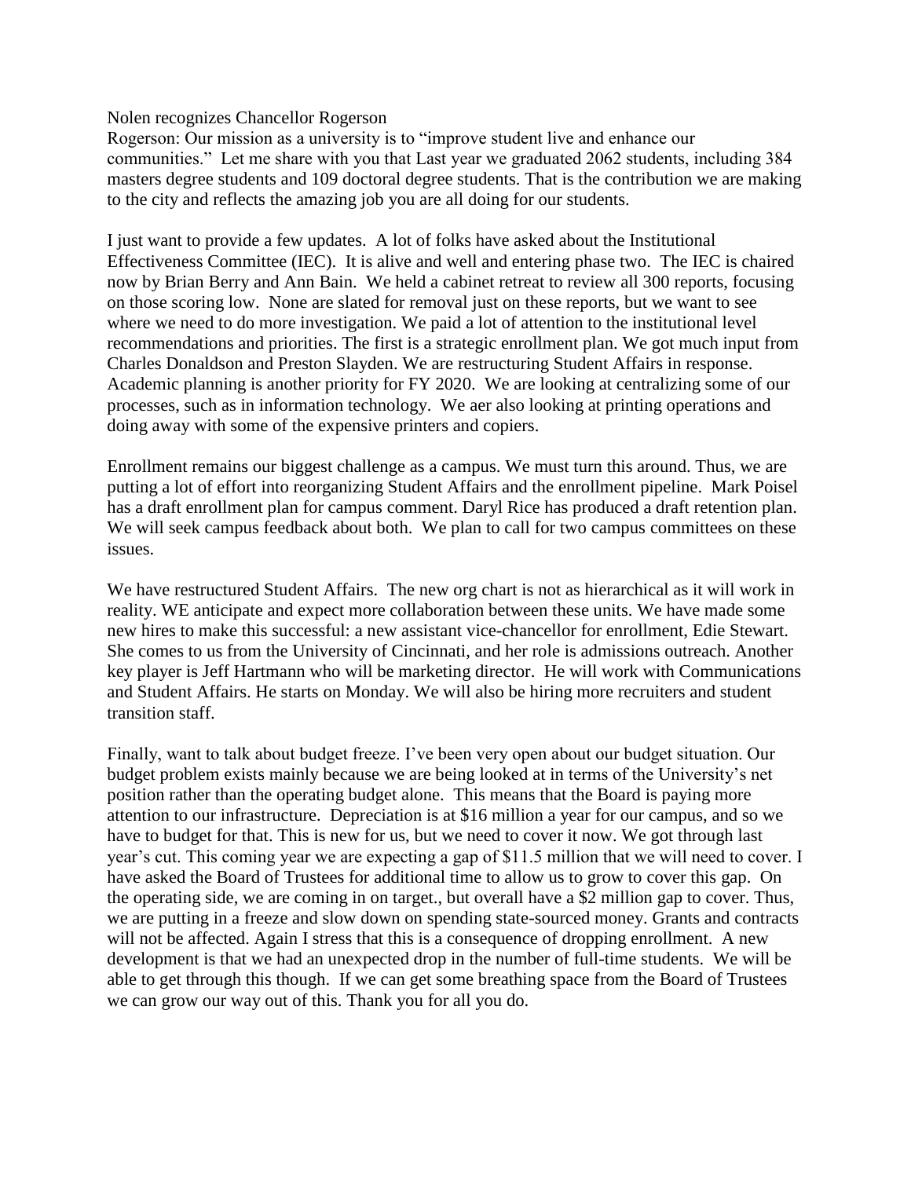Nolen recognizes Chancellor Rogerson

Rogerson: Our mission as a university is to "improve student live and enhance our communities." Let me share with you that Last year we graduated 2062 students, including 384 masters degree students and 109 doctoral degree students. That is the contribution we are making to the city and reflects the amazing job you are all doing for our students.

I just want to provide a few updates. A lot of folks have asked about the Institutional Effectiveness Committee (IEC). It is alive and well and entering phase two. The IEC is chaired now by Brian Berry and Ann Bain. We held a cabinet retreat to review all 300 reports, focusing on those scoring low. None are slated for removal just on these reports, but we want to see where we need to do more investigation. We paid a lot of attention to the institutional level recommendations and priorities. The first is a strategic enrollment plan. We got much input from Charles Donaldson and Preston Slayden. We are restructuring Student Affairs in response. Academic planning is another priority for FY 2020. We are looking at centralizing some of our processes, such as in information technology. We aer also looking at printing operations and doing away with some of the expensive printers and copiers.

Enrollment remains our biggest challenge as a campus. We must turn this around. Thus, we are putting a lot of effort into reorganizing Student Affairs and the enrollment pipeline. Mark Poisel has a draft enrollment plan for campus comment. Daryl Rice has produced a draft retention plan. We will seek campus feedback about both. We plan to call for two campus committees on these issues.

We have restructured Student Affairs. The new org chart is not as hierarchical as it will work in reality. WE anticipate and expect more collaboration between these units. We have made some new hires to make this successful: a new assistant vice-chancellor for enrollment, Edie Stewart. She comes to us from the University of Cincinnati, and her role is admissions outreach. Another key player is Jeff Hartmann who will be marketing director. He will work with Communications and Student Affairs. He starts on Monday. We will also be hiring more recruiters and student transition staff.

Finally, want to talk about budget freeze. I've been very open about our budget situation. Our budget problem exists mainly because we are being looked at in terms of the University's net position rather than the operating budget alone. This means that the Board is paying more attention to our infrastructure. Depreciation is at \$16 million a year for our campus, and so we have to budget for that. This is new for us, but we need to cover it now. We got through last year's cut. This coming year we are expecting a gap of \$11.5 million that we will need to cover. I have asked the Board of Trustees for additional time to allow us to grow to cover this gap. On the operating side, we are coming in on target., but overall have a \$2 million gap to cover. Thus, we are putting in a freeze and slow down on spending state-sourced money. Grants and contracts will not be affected. Again I stress that this is a consequence of dropping enrollment. A new development is that we had an unexpected drop in the number of full-time students. We will be able to get through this though. If we can get some breathing space from the Board of Trustees we can grow our way out of this. Thank you for all you do.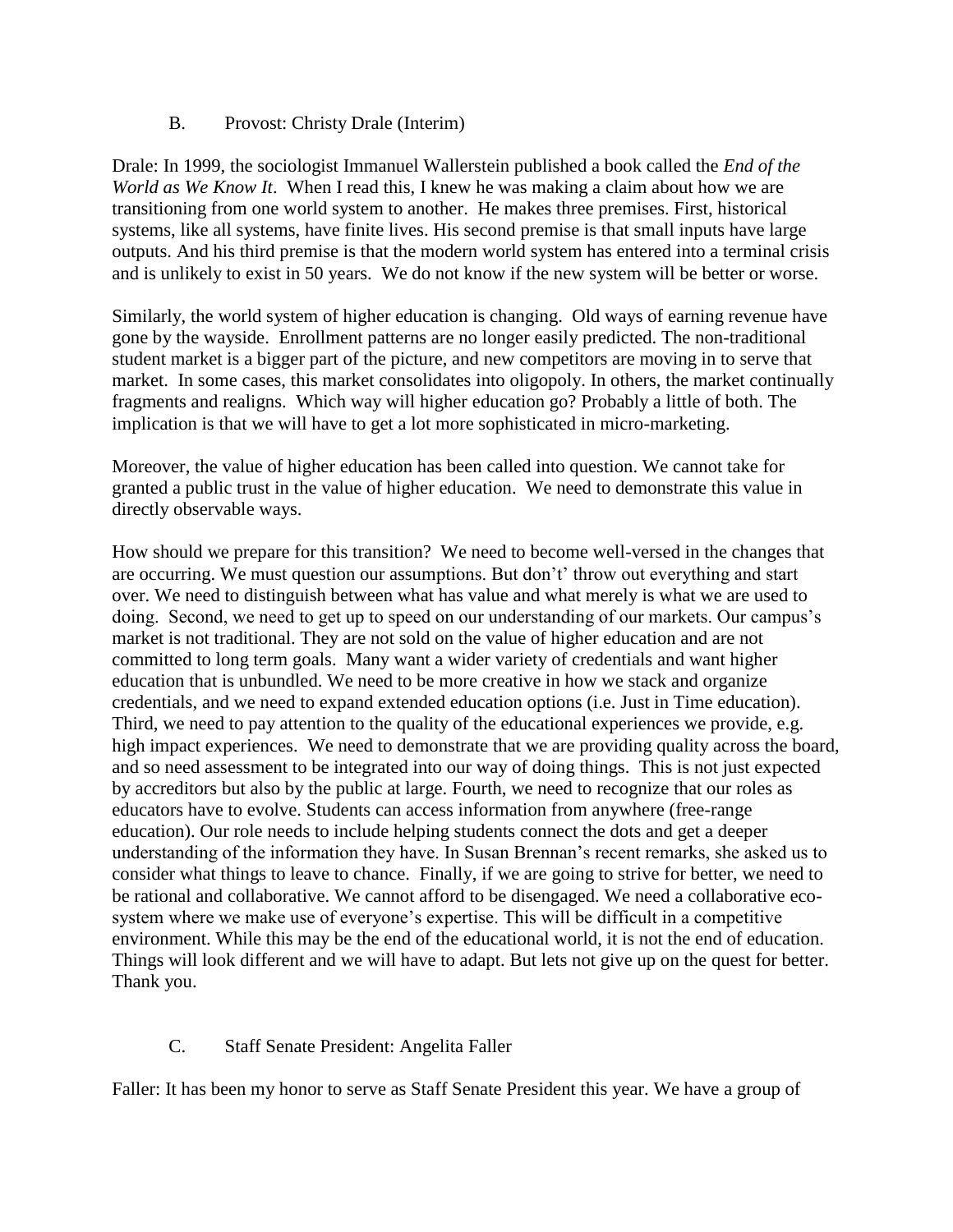B. Provost: Christy Drale (Interim)

Drale: In 1999, the sociologist Immanuel Wallerstein published a book called the *End of the World as We Know It*. When I read this, I knew he was making a claim about how we are transitioning from one world system to another. He makes three premises. First, historical systems, like all systems, have finite lives. His second premise is that small inputs have large outputs. And his third premise is that the modern world system has entered into a terminal crisis and is unlikely to exist in 50 years. We do not know if the new system will be better or worse.

Similarly, the world system of higher education is changing. Old ways of earning revenue have gone by the wayside. Enrollment patterns are no longer easily predicted. The non-traditional student market is a bigger part of the picture, and new competitors are moving in to serve that market. In some cases, this market consolidates into oligopoly. In others, the market continually fragments and realigns. Which way will higher education go? Probably a little of both. The implication is that we will have to get a lot more sophisticated in micro-marketing.

Moreover, the value of higher education has been called into question. We cannot take for granted a public trust in the value of higher education. We need to demonstrate this value in directly observable ways.

How should we prepare for this transition? We need to become well-versed in the changes that are occurring. We must question our assumptions. But don't' throw out everything and start over. We need to distinguish between what has value and what merely is what we are used to doing. Second, we need to get up to speed on our understanding of our markets. Our campus's market is not traditional. They are not sold on the value of higher education and are not committed to long term goals. Many want a wider variety of credentials and want higher education that is unbundled. We need to be more creative in how we stack and organize credentials, and we need to expand extended education options (i.e. Just in Time education). Third, we need to pay attention to the quality of the educational experiences we provide, e.g. high impact experiences. We need to demonstrate that we are providing quality across the board, and so need assessment to be integrated into our way of doing things. This is not just expected by accreditors but also by the public at large. Fourth, we need to recognize that our roles as educators have to evolve. Students can access information from anywhere (free-range education). Our role needs to include helping students connect the dots and get a deeper understanding of the information they have. In Susan Brennan's recent remarks, she asked us to consider what things to leave to chance. Finally, if we are going to strive for better, we need to be rational and collaborative. We cannot afford to be disengaged. We need a collaborative eco-system where we make use of everyone's expertise. This will be difficult in a competitive environment. While this may be the end of the educational world, it is not the end of education. Things will look different and we will have to adapt. But lets not give up on the quest for better. Thank you.

C. Staff Senate President: Angelita Faller

Faller: It has been my honor to serve as Staff Senate President this year. We have a group of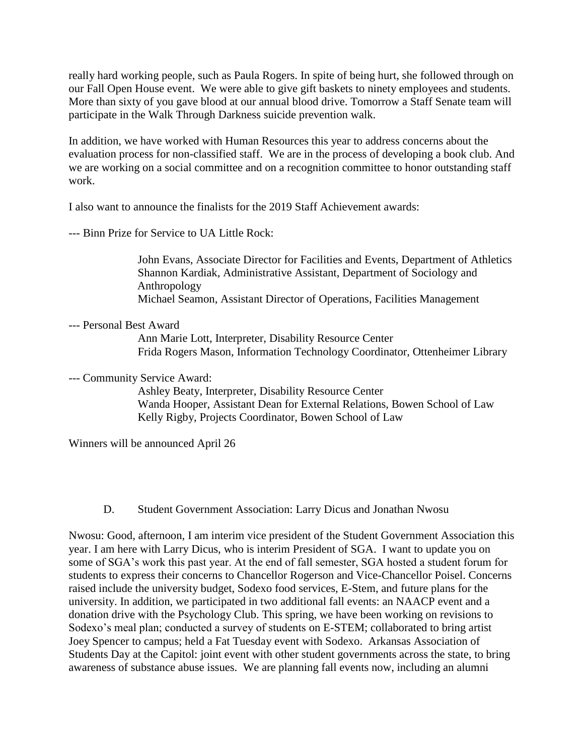really hard working people, such as Paula Rogers. In spite of being hurt, she followed through on our Fall Open House event. We were able to give gift baskets to ninety employees and students. More than sixty of you gave blood at our annual blood drive. Tomorrow a Staff Senate team will participate in the Walk Through Darkness suicide prevention walk.

In addition, we have worked with Human Resources this year to address concerns about the evaluation process for non-classified staff. We are in the process of developing a book club. And we are working on a social committee and on a recognition committee to honor outstanding staff work.

I also want to announce the finalists for the 2019 Staff Achievement awards:

--- Binn Prize for Service to UA Little Rock:

> John Evans, Associate Director for Facilities and Events, Department of Athletics
> Shannon Kardiak, Administrative Assistant, Department of Sociology and Anthropology
> Michael Seamon, Assistant Director of Operations, Facilities Management

--- Personal Best Award

> Ann Marie Lott, Interpreter, Disability Resource Center
> Frida Rogers Mason, Information Technology Coordinator, Ottenheimer Library

--- Community Service Award:

> Ashley Beaty, Interpreter, Disability Resource Center
> Wanda Hooper, Assistant Dean for External Relations, Bowen School of Law
> Kelly Rigby, Projects Coordinator, Bowen School of Law

Winners will be announced April 26

D. Student Government Association: Larry Dicus and Jonathan Nwosu

Nwosu: Good, afternoon, I am interim vice president of the Student Government Association this year. I am here with Larry Dicus, who is interim President of SGA. I want to update you on some of SGA's work this past year. At the end of fall semester, SGA hosted a student forum for students to express their concerns to Chancellor Rogerson and Vice-Chancellor Poisel. Concerns raised include the university budget, Sodexo food services, E-Stem, and future plans for the university. In addition, we participated in two additional fall events: an NAACP event and a donation drive with the Psychology Club. This spring, we have been working on revisions to Sodexo's meal plan; conducted a survey of students on E-STEM; collaborated to bring artist Joey Spencer to campus; held a Fat Tuesday event with Sodexo. Arkansas Association of Students Day at the Capitol: joint event with other student governments across the state, to bring awareness of substance abuse issues. We are planning fall events now, including an alumni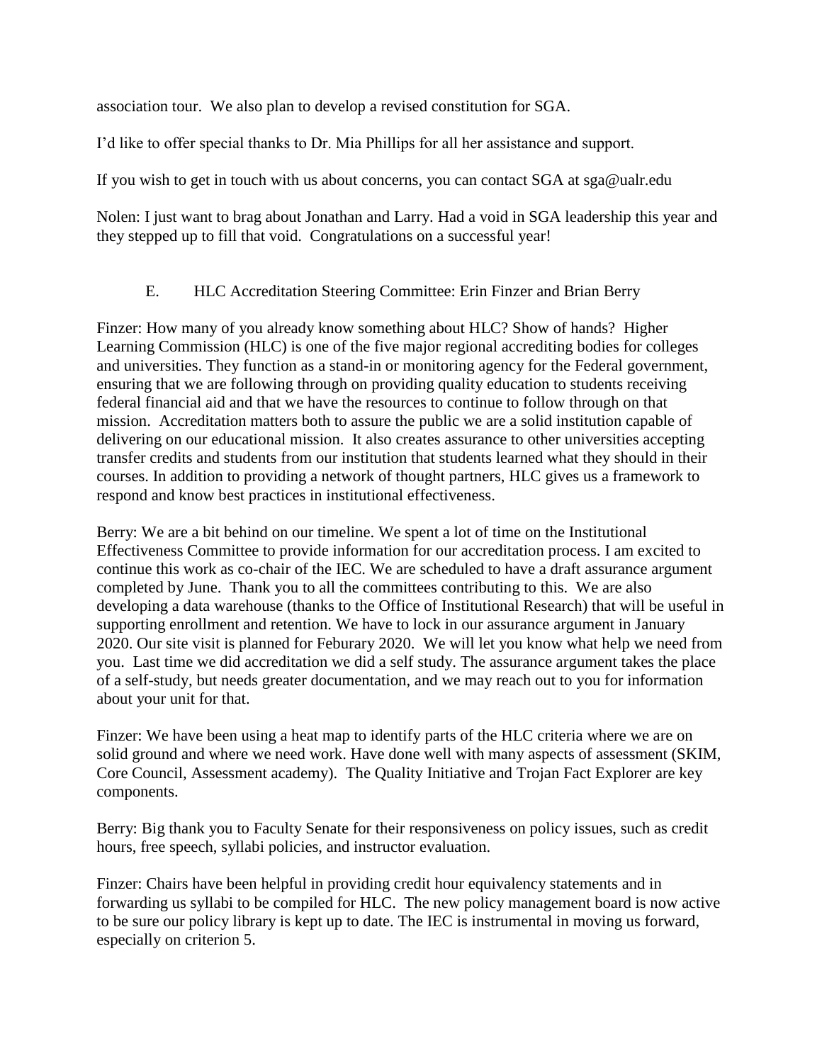association tour. We also plan to develop a revised constitution for SGA.

I'd like to offer special thanks to Dr. Mia Phillips for all her assistance and support.

If you wish to get in touch with us about concerns, you can contact SGA at sga@ualr.edu

Nolen: I just want to brag about Jonathan and Larry. Had a void in SGA leadership this year and they stepped up to fill that void. Congratulations on a successful year!

E. HLC Accreditation Steering Committee: Erin Finzer and Brian Berry

Finzer: How many of you already know something about HLC? Show of hands? Higher Learning Commission (HLC) is one of the five major regional accrediting bodies for colleges and universities. They function as a stand-in or monitoring agency for the Federal government, ensuring that we are following through on providing quality education to students receiving federal financial aid and that we have the resources to continue to follow through on that mission. Accreditation matters both to assure the public we are a solid institution capable of delivering on our educational mission. It also creates assurance to other universities accepting transfer credits and students from our institution that students learned what they should in their courses. In addition to providing a network of thought partners, HLC gives us a framework to respond and know best practices in institutional effectiveness.

Berry: We are a bit behind on our timeline. We spent a lot of time on the Institutional Effectiveness Committee to provide information for our accreditation process. I am excited to continue this work as co-chair of the IEC. We are scheduled to have a draft assurance argument completed by June. Thank you to all the committees contributing to this. We are also developing a data warehouse (thanks to the Office of Institutional Research) that will be useful in supporting enrollment and retention. We have to lock in our assurance argument in January 2020. Our site visit is planned for Feburary 2020. We will let you know what help we need from you. Last time we did accreditation we did a self study. The assurance argument takes the place of a self-study, but needs greater documentation, and we may reach out to you for information about your unit for that.

Finzer: We have been using a heat map to identify parts of the HLC criteria where we are on solid ground and where we need work. Have done well with many aspects of assessment (SKIM, Core Council, Assessment academy). The Quality Initiative and Trojan Fact Explorer are key components.

Berry: Big thank you to Faculty Senate for their responsiveness on policy issues, such as credit hours, free speech, syllabi policies, and instructor evaluation.

Finzer: Chairs have been helpful in providing credit hour equivalency statements and in forwarding us syllabi to be compiled for HLC. The new policy management board is now active to be sure our policy library is kept up to date. The IEC is instrumental in moving us forward, especially on criterion 5.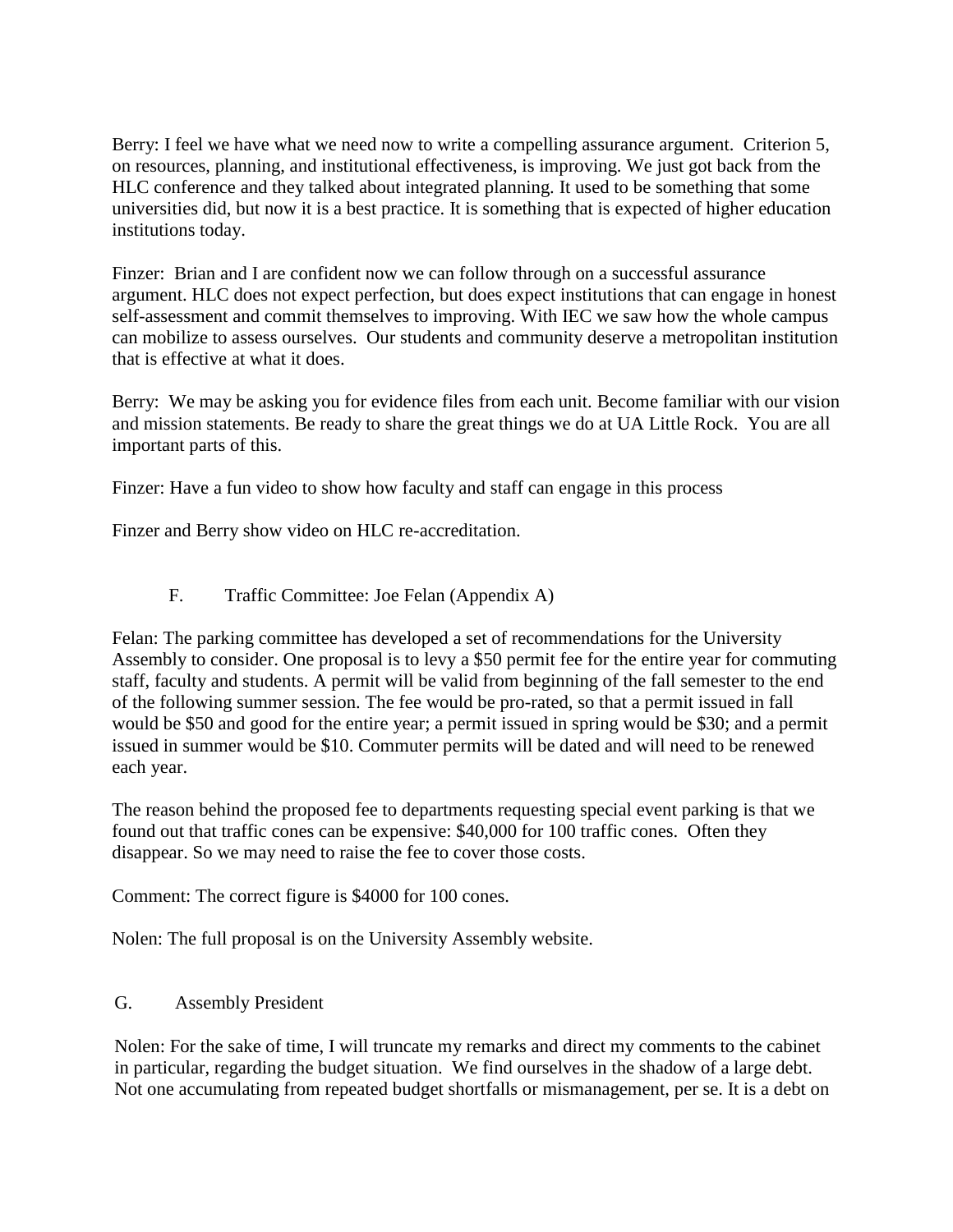Berry: I feel we have what we need now to write a compelling assurance argument. Criterion 5, on resources, planning, and institutional effectiveness, is improving. We just got back from the HLC conference and they talked about integrated planning. It used to be something that some universities did, but now it is a best practice. It is something that is expected of higher education institutions today.

Finzer: Brian and I are confident now we can follow through on a successful assurance argument. HLC does not expect perfection, but does expect institutions that can engage in honest self-assessment and commit themselves to improving. With IEC we saw how the whole campus can mobilize to assess ourselves. Our students and community deserve a metropolitan institution that is effective at what it does.

Berry: We may be asking you for evidence files from each unit. Become familiar with our vision and mission statements. Be ready to share the great things we do at UA Little Rock. You are all important parts of this.

Finzer: Have a fun video to show how faculty and staff can engage in this process

Finzer and Berry show video on HLC re-accreditation.

F. Traffic Committee: Joe Felan (Appendix A)

Felan: The parking committee has developed a set of recommendations for the University Assembly to consider. One proposal is to levy a $50 permit fee for the entire year for commuting staff, faculty and students. A permit will be valid from beginning of the fall semester to the end of the following summer session. The fee would be pro-rated, so that a permit issued in fall would be $50 and good for the entire year; a permit issued in spring would be $30; and a permit issued in summer would be $10. Commuter permits will be dated and will need to be renewed each year.

The reason behind the proposed fee to departments requesting special event parking is that we found out that traffic cones can be expensive: $40,000 for 100 traffic cones. Often they disappear. So we may need to raise the fee to cover those costs.

Comment: The correct figure is $4000 for 100 cones.

Nolen: The full proposal is on the University Assembly website.

G. Assembly President

Nolen: For the sake of time, I will truncate my remarks and direct my comments to the cabinet in particular, regarding the budget situation. We find ourselves in the shadow of a large debt. Not one accumulating from repeated budget shortfalls or mismanagement, per se. It is a debt on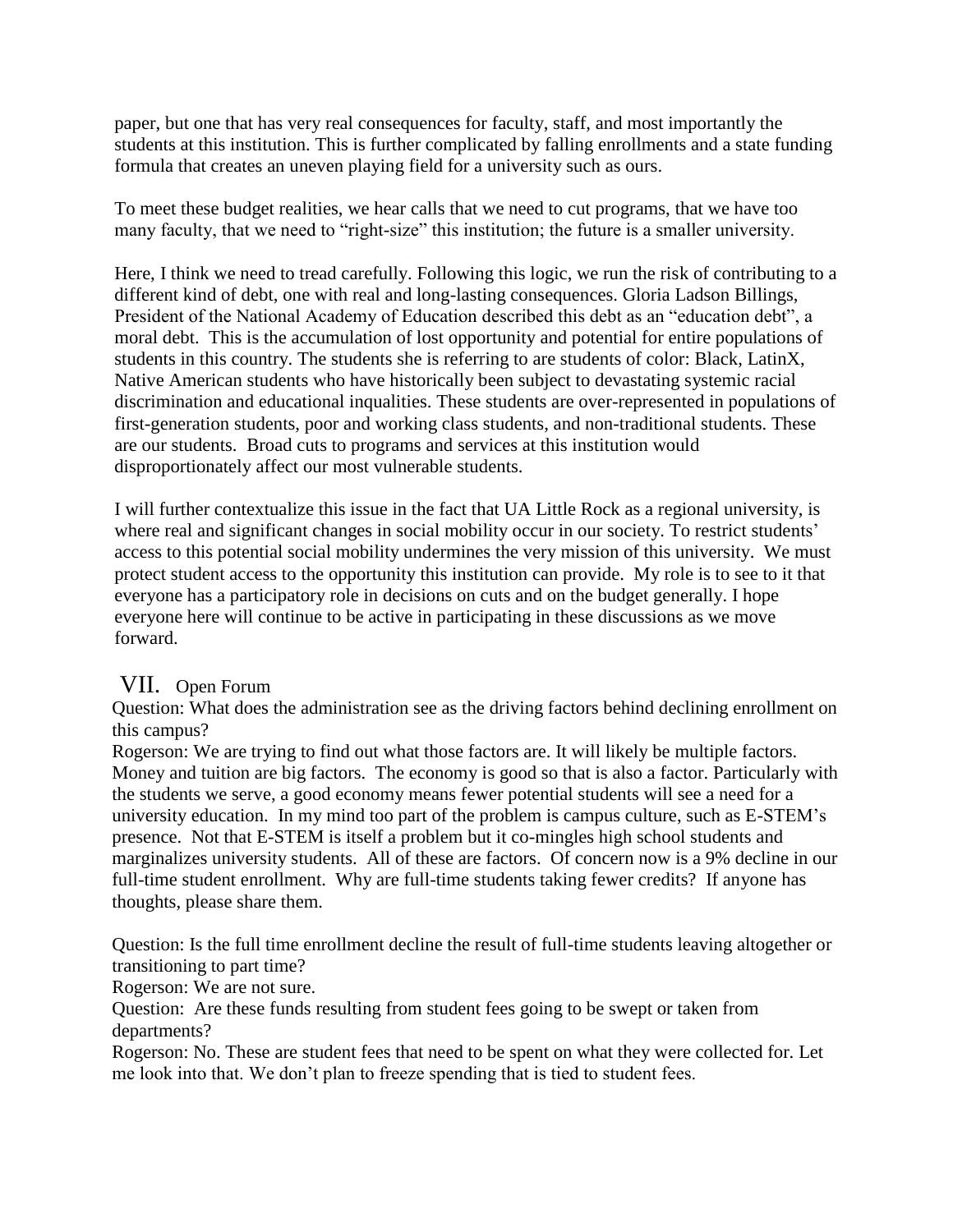paper, but one that has very real consequences for faculty, staff, and most importantly the students at this institution. This is further complicated by falling enrollments and a state funding formula that creates an uneven playing field for a university such as ours.

To meet these budget realities, we hear calls that we need to cut programs, that we have too many faculty, that we need to "right-size" this institution; the future is a smaller university.

Here, I think we need to tread carefully. Following this logic, we run the risk of contributing to a different kind of debt, one with real and long-lasting consequences. Gloria Ladson Billings, President of the National Academy of Education described this debt as an "education debt", a moral debt. This is the accumulation of lost opportunity and potential for entire populations of students in this country. The students she is referring to are students of color: Black, LatinX, Native American students who have historically been subject to devastating systemic racial discrimination and educational inqualities. These students are over-represented in populations of first-generation students, poor and working class students, and non-traditional students. These are our students. Broad cuts to programs and services at this institution would disproportionately affect our most vulnerable students.

I will further contextualize this issue in the fact that UA Little Rock as a regional university, is where real and significant changes in social mobility occur in our society. To restrict students' access to this potential social mobility undermines the very mission of this university. We must protect student access to the opportunity this institution can provide. My role is to see to it that everyone has a participatory role in decisions on cuts and on the budget generally. I hope everyone here will continue to be active in participating in these discussions as we move forward.

## VII. Open Forum

Question: What does the administration see as the driving factors behind declining enrollment on this campus?
Rogerson: We are trying to find out what those factors are. It will likely be multiple factors. Money and tuition are big factors. The economy is good so that is also a factor. Particularly with the students we serve, a good economy means fewer potential students will see a need for a university education. In my mind too part of the problem is campus culture, such as E-STEM's presence. Not that E-STEM is itself a problem but it co-mingles high school students and marginalizes university students. All of these are factors. Of concern now is a 9% decline in our full-time student enrollment. Why are full-time students taking fewer credits? If anyone has thoughts, please share them.

Question: Is the full time enrollment decline the result of full-time students leaving altogether or transitioning to part time?
Rogerson: We are not sure.
Question: Are these funds resulting from student fees going to be swept or taken from departments?
Rogerson: No. These are student fees that need to be spent on what they were collected for. Let me look into that. We don't plan to freeze spending that is tied to student fees.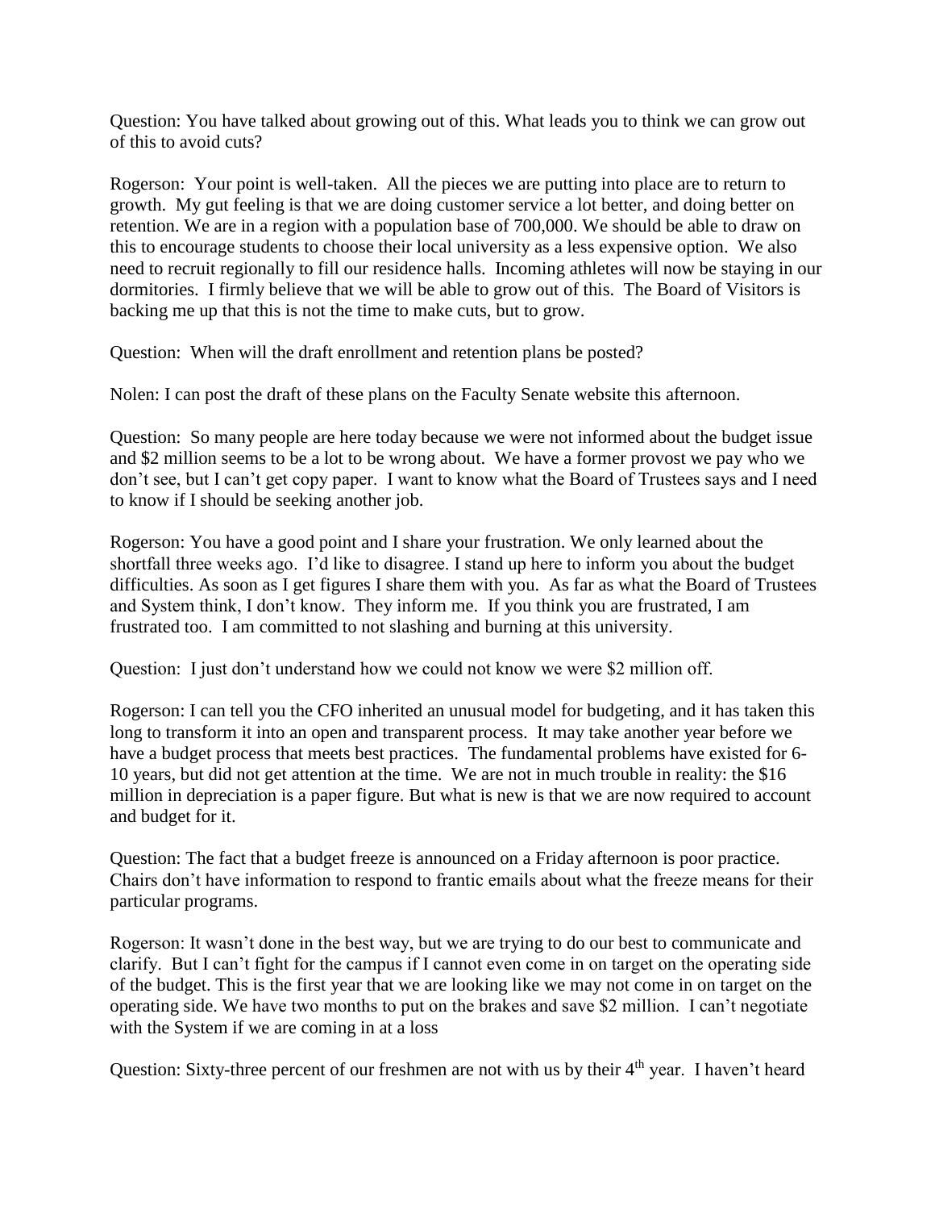Question: You have talked about growing out of this. What leads you to think we can grow out of this to avoid cuts?

Rogerson: Your point is well-taken. All the pieces we are putting into place are to return to growth. My gut feeling is that we are doing customer service a lot better, and doing better on retention. We are in a region with a population base of 700,000. We should be able to draw on this to encourage students to choose their local university as a less expensive option. We also need to recruit regionally to fill our residence halls. Incoming athletes will now be staying in our dormitories. I firmly believe that we will be able to grow out of this. The Board of Visitors is backing me up that this is not the time to make cuts, but to grow.

Question: When will the draft enrollment and retention plans be posted?

Nolen: I can post the draft of these plans on the Faculty Senate website this afternoon.

Question: So many people are here today because we were not informed about the budget issue and $2 million seems to be a lot to be wrong about. We have a former provost we pay who we don't see, but I can't get copy paper. I want to know what the Board of Trustees says and I need to know if I should be seeking another job.

Rogerson: You have a good point and I share your frustration. We only learned about the shortfall three weeks ago. I'd like to disagree. I stand up here to inform you about the budget difficulties. As soon as I get figures I share them with you. As far as what the Board of Trustees and System think, I don't know. They inform me. If you think you are frustrated, I am frustrated too. I am committed to not slashing and burning at this university.

Question: I just don't understand how we could not know we were $2 million off.

Rogerson: I can tell you the CFO inherited an unusual model for budgeting, and it has taken this long to transform it into an open and transparent process. It may take another year before we have a budget process that meets best practices. The fundamental problems have existed for 6-10 years, but did not get attention at the time. We are not in much trouble in reality: the $16 million in depreciation is a paper figure. But what is new is that we are now required to account and budget for it.

Question: The fact that a budget freeze is announced on a Friday afternoon is poor practice. Chairs don't have information to respond to frantic emails about what the freeze means for their particular programs.

Rogerson: It wasn't done in the best way, but we are trying to do our best to communicate and clarify. But I can't fight for the campus if I cannot even come in on target on the operating side of the budget. This is the first year that we are looking like we may not come in on target on the operating side. We have two months to put on the brakes and save $2 million. I can't negotiate with the System if we are coming in at a loss

Question: Sixty-three percent of our freshmen are not with us by their 4th year. I haven't heard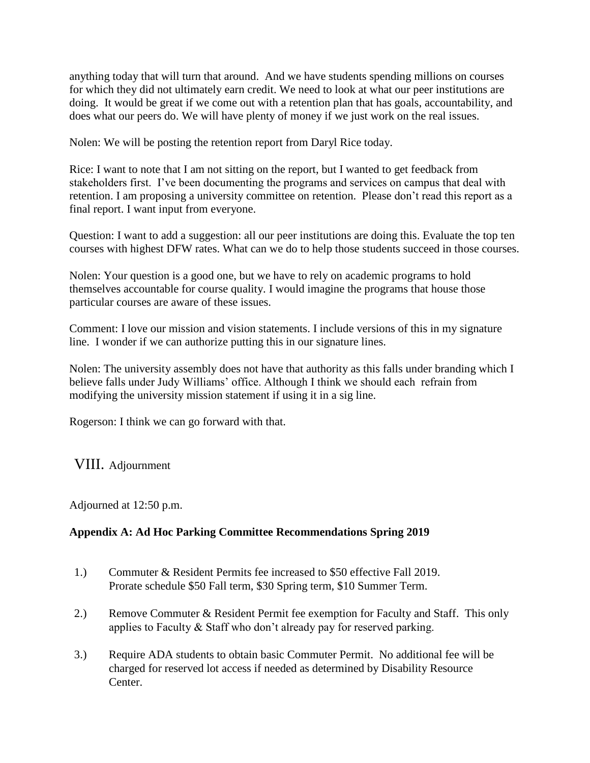anything today that will turn that around. And we have students spending millions on courses for which they did not ultimately earn credit. We need to look at what our peer institutions are doing. It would be great if we come out with a retention plan that has goals, accountability, and does what our peers do. We will have plenty of money if we just work on the real issues.

Nolen: We will be posting the retention report from Daryl Rice today.

Rice: I want to note that I am not sitting on the report, but I wanted to get feedback from stakeholders first. I've been documenting the programs and services on campus that deal with retention. I am proposing a university committee on retention. Please don't read this report as a final report. I want input from everyone.

Question: I want to add a suggestion: all our peer institutions are doing this. Evaluate the top ten courses with highest DFW rates. What can we do to help those students succeed in those courses.

Nolen: Your question is a good one, but we have to rely on academic programs to hold themselves accountable for course quality. I would imagine the programs that house those particular courses are aware of these issues.

Comment: I love our mission and vision statements. I include versions of this in my signature line. I wonder if we can authorize putting this in our signature lines.

Nolen: The university assembly does not have that authority as this falls under branding which I believe falls under Judy Williams' office. Although I think we should each refrain from modifying the university mission statement if using it in a sig line.

Rogerson: I think we can go forward with that.

## VIII. Adjournment

Adjourned at 12:50 p.m.

**Appendix A: Ad Hoc Parking Committee Recommendations Spring 2019**

1.) Commuter & Resident Permits fee increased to $50 effective Fall 2019. Prorate schedule $50 Fall term, $30 Spring term, $10 Summer Term.

2.) Remove Commuter & Resident Permit fee exemption for Faculty and Staff. This only applies to Faculty & Staff who don't already pay for reserved parking.

3.) Require ADA students to obtain basic Commuter Permit. No additional fee will be charged for reserved lot access if needed as determined by Disability Resource Center.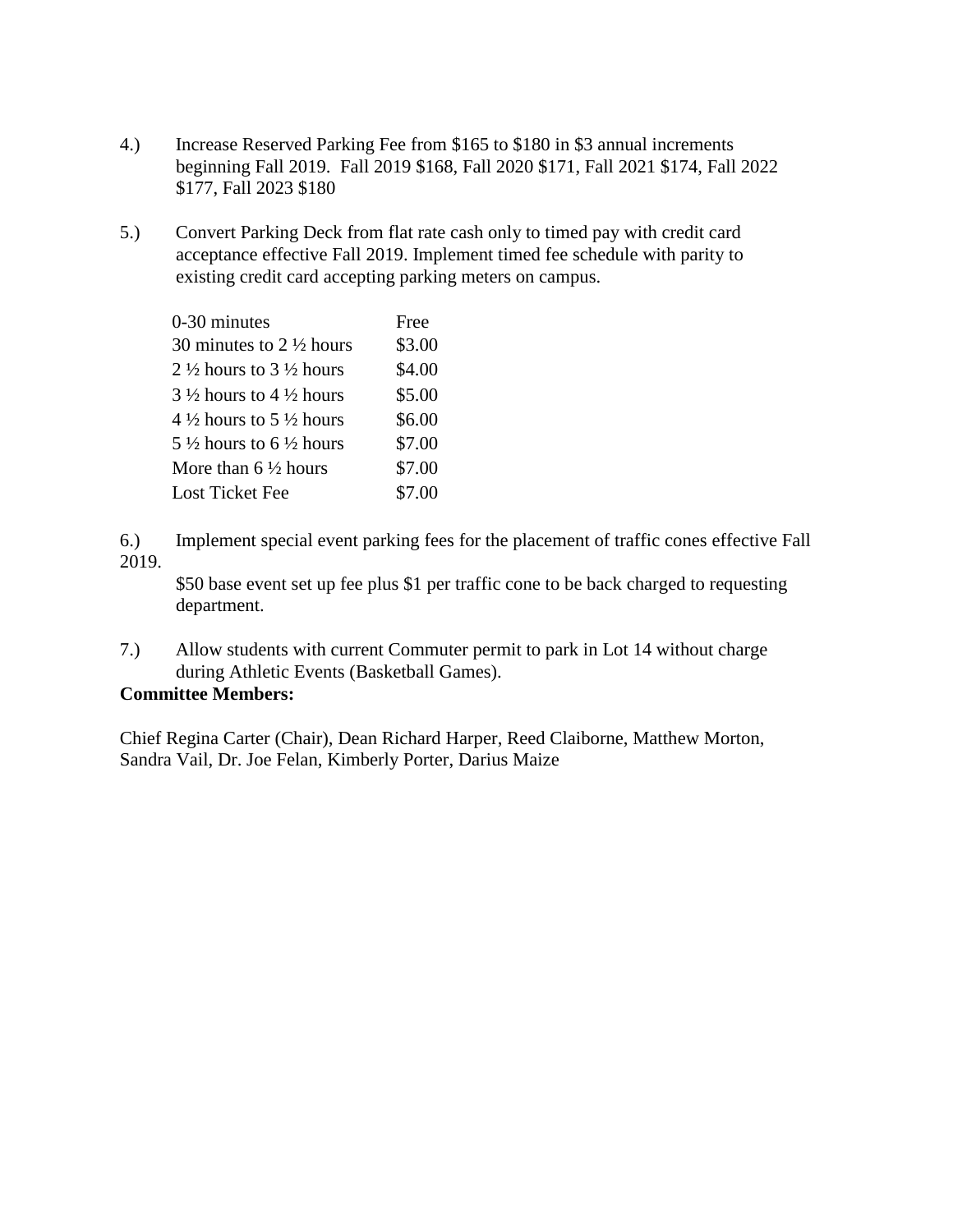4.) Increase Reserved Parking Fee from $165 to $180 in $3 annual increments beginning Fall 2019. Fall 2019 $168, Fall 2020 $171, Fall 2021 $174, Fall 2022 $177, Fall 2023 $180

5.) Convert Parking Deck from flat rate cash only to timed pay with credit card acceptance effective Fall 2019. Implement timed fee schedule with parity to existing credit card accepting parking meters on campus.

| | |
|---|---|
| 0-30 minutes | Free |
| 30 minutes to 2 ½ hours | $3.00 |
| 2 ½ hours to 3 ½ hours | $4.00 |
| 3 ½ hours to 4 ½ hours | $5.00 |
| 4 ½ hours to 5 ½ hours | $6.00 |
| 5 ½ hours to 6 ½ hours | $7.00 |
| More than 6 ½ hours | $7.00 |
| Lost Ticket Fee | $7.00 |

6.) Implement special event parking fees for the placement of traffic cones effective Fall 2019.

$50 base event set up fee plus $1 per traffic cone to be back charged to requesting department.

7.) Allow students with current Commuter permit to park in Lot 14 without charge during Athletic Events (Basketball Games).

**Committee Members:**

Chief Regina Carter (Chair), Dean Richard Harper, Reed Claiborne, Matthew Morton, Sandra Vail, Dr. Joe Felan, Kimberly Porter, Darius Maize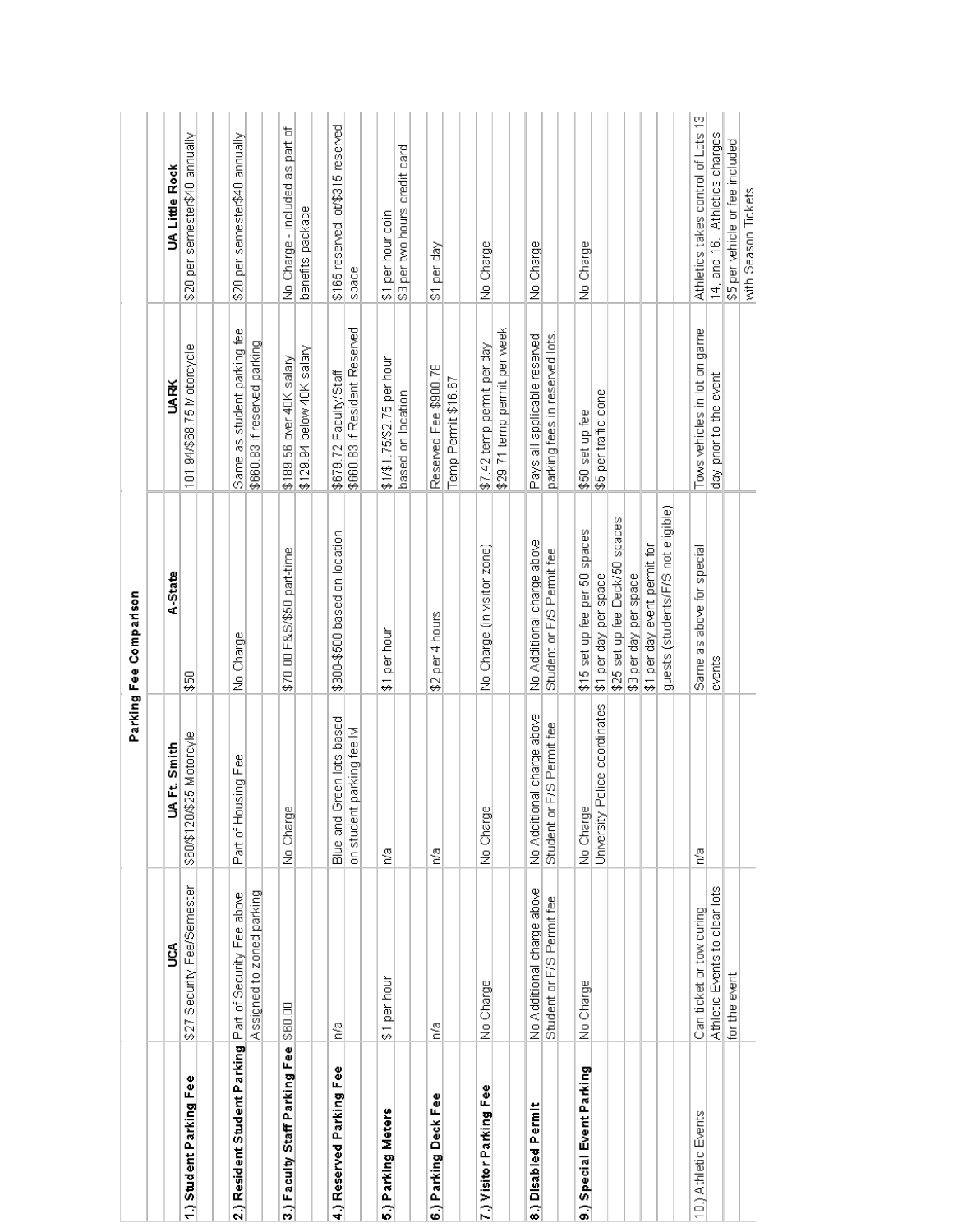# Parking Fee Comparison

| | UCA | UA Ft. Smith | A-State | UARK | UA Little Rock |
|---|---|---|---|---|---|
| **1.) Student Parking Fee** | $27 Security Fee/Semester | $60/$120/$25 Motorcycle | $50 | 101.94/$68.75 Motorcycle | $20 per semester/$40 annually |
| **2.) Resident Student Parking** | Part of Security Fee above Assigned to zoned parking | Part of Housing Fee | No Charge | Same as student parking fee $660.83 if reserved parking | $20 per semester/$40 annually |
| **3.) Faculty Staff Parking Fee** | $60.00 | No Charge | $70.00 F&S/$50 part-time | $189.56 over 40K salary $129.94 below 40K salary | No Charge - included as part of benefits package |
| **4.) Reserved Parking Fee** | n/a | Blue and Green lots based on student parking fee M | $300-$500 based on location | $679.72 Faculty/Staff $660.83 if Resident Reserved | $165 reserved lot/$315 reserved space |
| **5.) Parking Meters** | $1 per hour | n/a | $1 per hour | $1/$1.75/$2.75 per hour based on location | $1 per hour coin $3 per two hours credit card |
| **6.) Parking Deck Fee** | n/a | n/a | $2 per 4 hours | Reserved Fee $900.78 Temp Permit $16.67 | $1 per day |
| **7.) Visitor Parking Fee** | No Charge | No Charge | No Charge (in visitor zone) | $7.42 temp permit per day $29.71 temp permit per week | No Charge |
| **8.) Disabled Permit** | No Additional charge above Student or F/S Permit fee | No Additional charge above Student or F/S Permit fee | No Additional charge above Student or F/S Permit fee | Pays all applicable reserved parking fees in reserved lots. | No Charge |
| **9.) Special Event Parking** | No Charge | No Charge University Police coordinates | $15 set up fee per 50 spaces $1 per day per space $25 set up fee Deck/50 spaces $3 per day per space $1 per day event permit for guests (students/F/S not eligible) | $50 set up fee $5 per traffic cone | No Charge |
| 10.) Athletic Events | Can ticket or tow during Athletic Events to clear lots for the event | n/a | Same as above for special events | Tows vehicles in lot on game day prior to the event | Athletics takes control of Lots 13, 14, and 16. Athletics charges $5 per vehicle or fee included with Season Tickets |